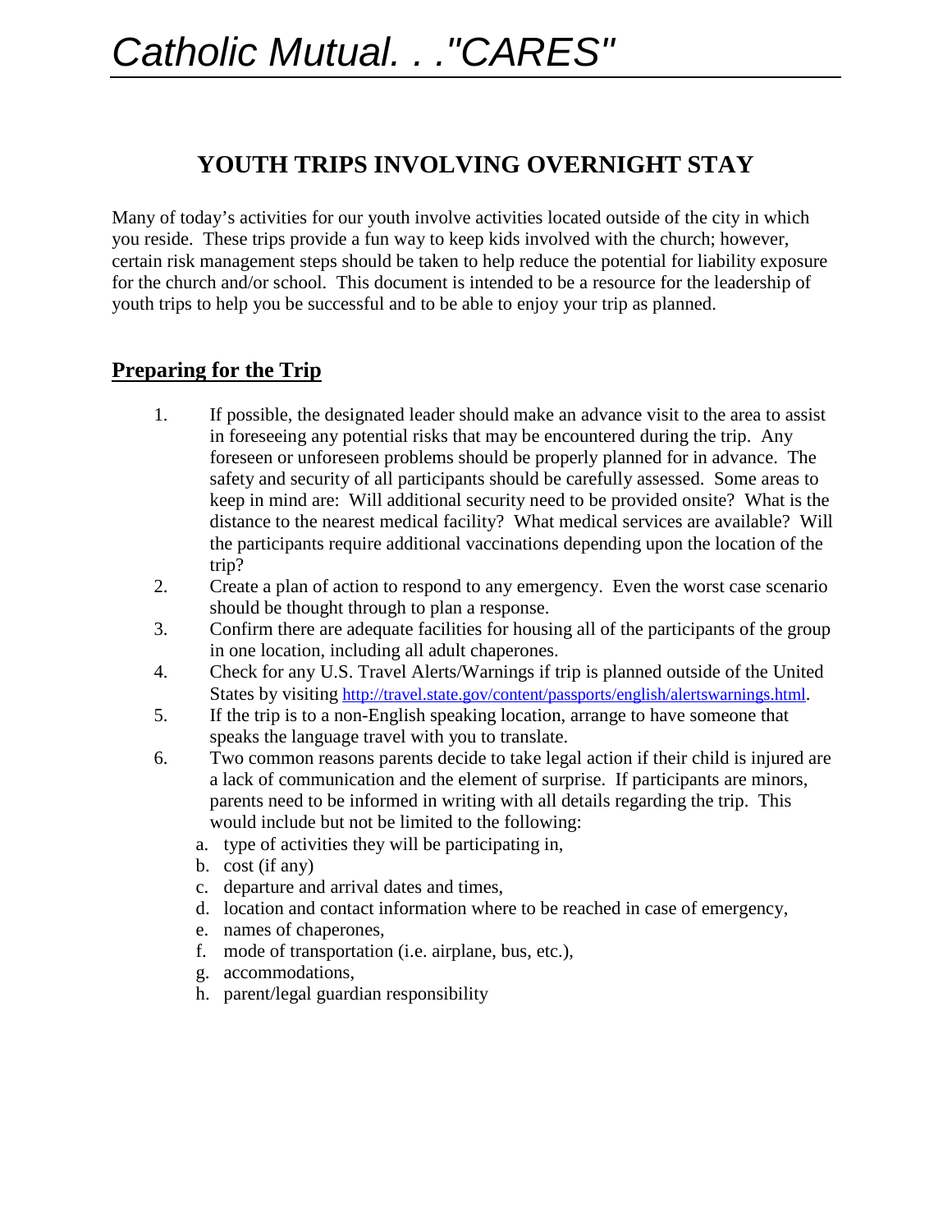*Catholic Mutual. . ."CARES"*

# YOUTH TRIPS INVOLVING OVERNIGHT STAY

Many of today's activities for our youth involve activities located outside of the city in which you reside. These trips provide a fun way to keep kids involved with the church; however, certain risk management steps should be taken to help reduce the potential for liability exposure for the church and/or school. This document is intended to be a resource for the leadership of youth trips to help you be successful and to be able to enjoy your trip as planned.

## Preparing for the Trip

1. If possible, the designated leader should make an advance visit to the area to assist in foreseeing any potential risks that may be encountered during the trip. Any foreseen or unforeseen problems should be properly planned for in advance. The safety and security of all participants should be carefully assessed. Some areas to keep in mind are: Will additional security need to be provided onsite? What is the distance to the nearest medical facility? What medical services are available? Will the participants require additional vaccinations depending upon the location of the trip?
2. Create a plan of action to respond to any emergency. Even the worst case scenario should be thought through to plan a response.
3. Confirm there are adequate facilities for housing all of the participants of the group in one location, including all adult chaperones.
4. Check for any U.S. Travel Alerts/Warnings if trip is planned outside of the United States by visiting http://travel.state.gov/content/passports/english/alertswarnings.html.
5. If the trip is to a non-English speaking location, arrange to have someone that speaks the language travel with you to translate.
6. Two common reasons parents decide to take legal action if their child is injured are a lack of communication and the element of surprise. If participants are minors, parents need to be informed in writing with all details regarding the trip. This would include but not be limited to the following:
   a. type of activities they will be participating in,
   b. cost (if any)
   c. departure and arrival dates and times,
   d. location and contact information where to be reached in case of emergency,
   e. names of chaperones,
   f. mode of transportation (i.e. airplane, bus, etc.),
   g. accommodations,
   h. parent/legal guardian responsibility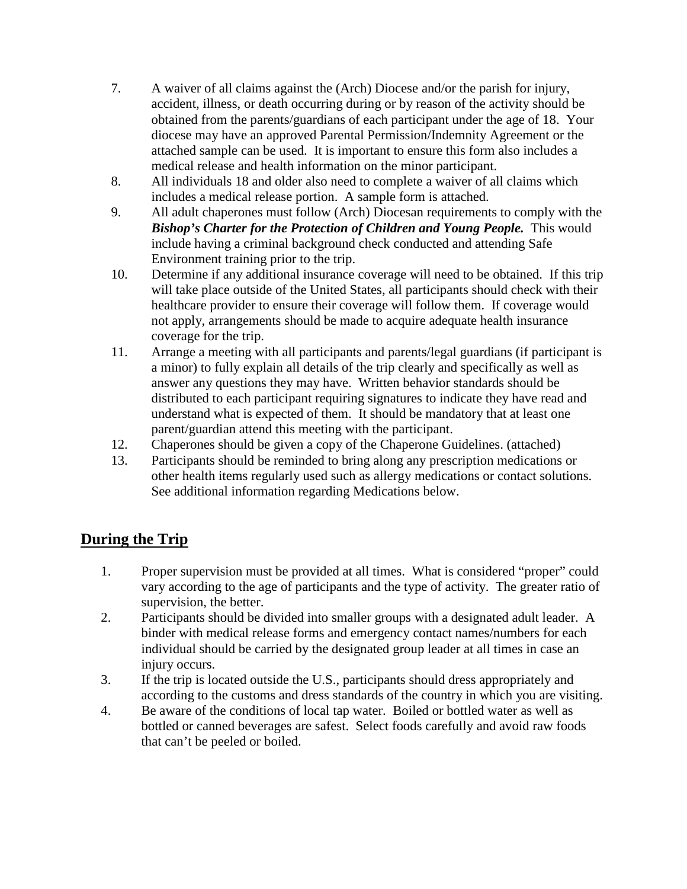7. A waiver of all claims against the (Arch) Diocese and/or the parish for injury, accident, illness, or death occurring during or by reason of the activity should be obtained from the parents/guardians of each participant under the age of 18. Your diocese may have an approved Parental Permission/Indemnity Agreement or the attached sample can be used. It is important to ensure this form also includes a medical release and health information on the minor participant.
8. All individuals 18 and older also need to complete a waiver of all claims which includes a medical release portion. A sample form is attached.
9. All adult chaperones must follow (Arch) Diocesan requirements to comply with the ***Bishop's Charter for the Protection of Children and Young People.*** This would include having a criminal background check conducted and attending Safe Environment training prior to the trip.
10. Determine if any additional insurance coverage will need to be obtained. If this trip will take place outside of the United States, all participants should check with their healthcare provider to ensure their coverage will follow them. If coverage would not apply, arrangements should be made to acquire adequate health insurance coverage for the trip.
11. Arrange a meeting with all participants and parents/legal guardians (if participant is a minor) to fully explain all details of the trip clearly and specifically as well as answer any questions they may have. Written behavior standards should be distributed to each participant requiring signatures to indicate they have read and understand what is expected of them. It should be mandatory that at least one parent/guardian attend this meeting with the participant.
12. Chaperones should be given a copy of the Chaperone Guidelines. (attached)
13. Participants should be reminded to bring along any prescription medications or other health items regularly used such as allergy medications or contact solutions. See additional information regarding Medications below.

## During the Trip

1. Proper supervision must be provided at all times. What is considered "proper" could vary according to the age of participants and the type of activity. The greater ratio of supervision, the better.
2. Participants should be divided into smaller groups with a designated adult leader. A binder with medical release forms and emergency contact names/numbers for each individual should be carried by the designated group leader at all times in case an injury occurs.
3. If the trip is located outside the U.S., participants should dress appropriately and according to the customs and dress standards of the country in which you are visiting.
4. Be aware of the conditions of local tap water. Boiled or bottled water as well as bottled or canned beverages are safest. Select foods carefully and avoid raw foods that can't be peeled or boiled.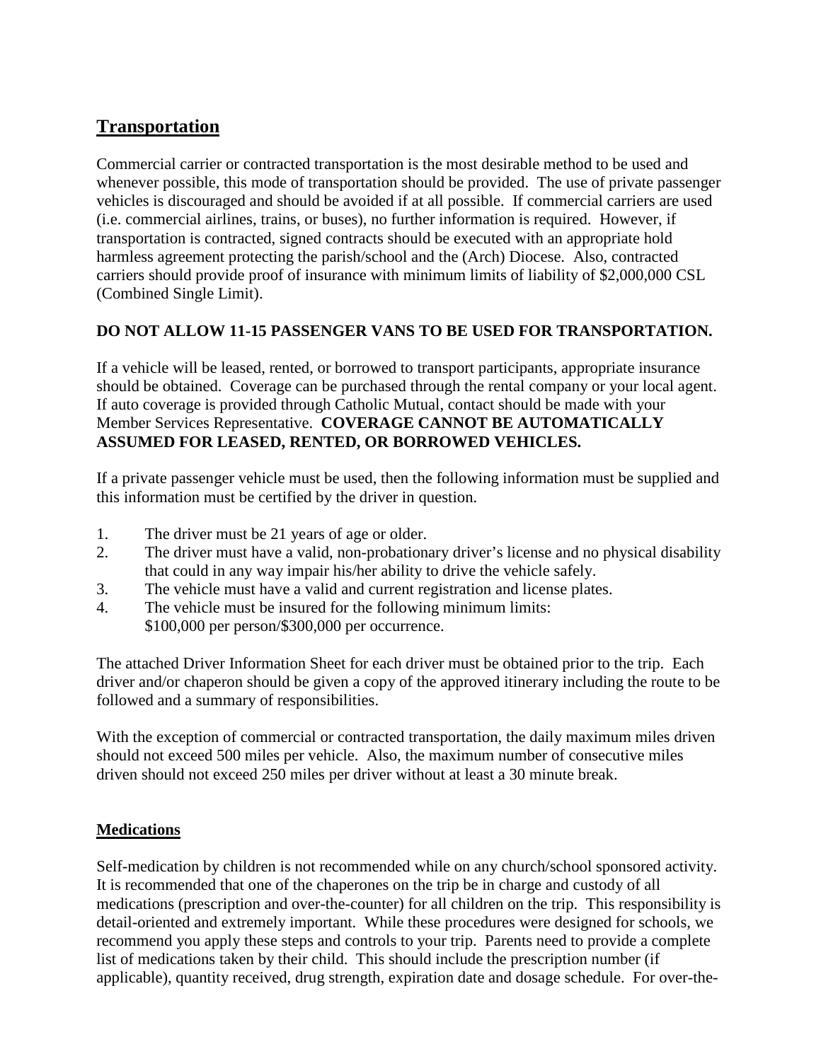## Transportation

Commercial carrier or contracted transportation is the most desirable method to be used and whenever possible, this mode of transportation should be provided. The use of private passenger vehicles is discouraged and should be avoided if at all possible. If commercial carriers are used (i.e. commercial airlines, trains, or buses), no further information is required. However, if transportation is contracted, signed contracts should be executed with an appropriate hold harmless agreement protecting the parish/school and the (Arch) Diocese. Also, contracted carriers should provide proof of insurance with minimum limits of liability of $2,000,000 CSL (Combined Single Limit).

**DO NOT ALLOW 11-15 PASSENGER VANS TO BE USED FOR TRANSPORTATION.**

If a vehicle will be leased, rented, or borrowed to transport participants, appropriate insurance should be obtained. Coverage can be purchased through the rental company or your local agent. If auto coverage is provided through Catholic Mutual, contact should be made with your Member Services Representative. **COVERAGE CANNOT BE AUTOMATICALLY ASSUMED FOR LEASED, RENTED, OR BORROWED VEHICLES.**

If a private passenger vehicle must be used, then the following information must be supplied and this information must be certified by the driver in question.

1. The driver must be 21 years of age or older.
2. The driver must have a valid, non-probationary driver's license and no physical disability that could in any way impair his/her ability to drive the vehicle safely.
3. The vehicle must have a valid and current registration and license plates.
4. The vehicle must be insured for the following minimum limits:
   $100,000 per person/$300,000 per occurrence.

The attached Driver Information Sheet for each driver must be obtained prior to the trip. Each driver and/or chaperon should be given a copy of the approved itinerary including the route to be followed and a summary of responsibilities.

With the exception of commercial or contracted transportation, the daily maximum miles driven should not exceed 500 miles per vehicle. Also, the maximum number of consecutive miles driven should not exceed 250 miles per driver without at least a 30 minute break.

### Medications

Self-medication by children is not recommended while on any church/school sponsored activity. It is recommended that one of the chaperones on the trip be in charge and custody of all medications (prescription and over-the-counter) for all children on the trip. This responsibility is detail-oriented and extremely important. While these procedures were designed for schools, we recommend you apply these steps and controls to your trip. Parents need to provide a complete list of medications taken by their child. This should include the prescription number (if applicable), quantity received, drug strength, expiration date and dosage schedule. For over-the-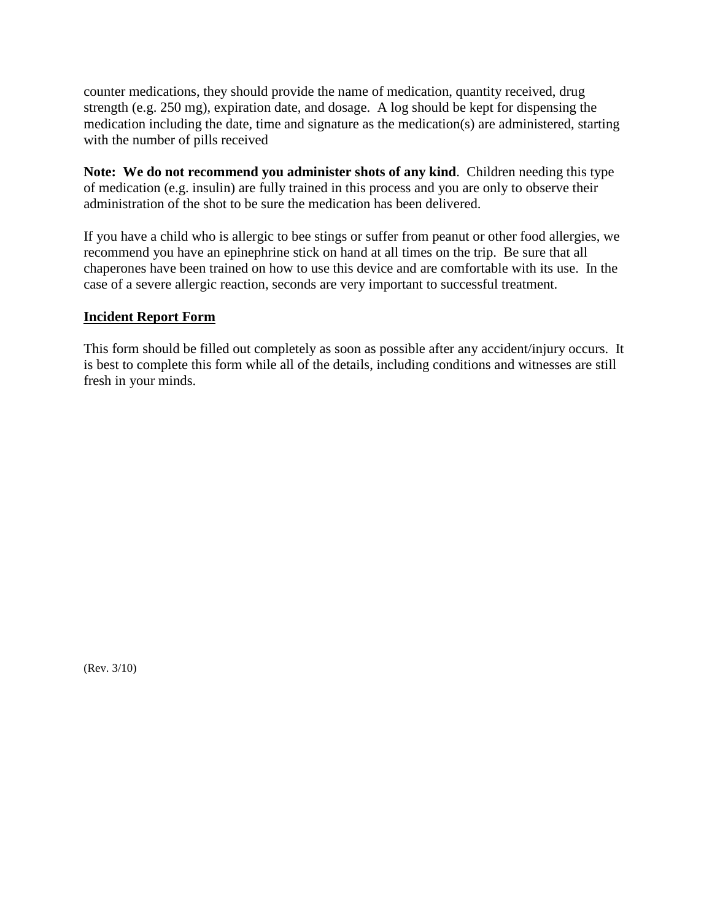counter medications, they should provide the name of medication, quantity received, drug strength (e.g. 250 mg), expiration date, and dosage. A log should be kept for dispensing the medication including the date, time and signature as the medication(s) are administered, starting with the number of pills received

**Note: We do not recommend you administer shots of any kind**. Children needing this type of medication (e.g. insulin) are fully trained in this process and you are only to observe their administration of the shot to be sure the medication has been delivered.

If you have a child who is allergic to bee stings or suffer from peanut or other food allergies, we recommend you have an epinephrine stick on hand at all times on the trip. Be sure that all chaperones have been trained on how to use this device and are comfortable with its use. In the case of a severe allergic reaction, seconds are very important to successful treatment.

**Incident Report Form**

This form should be filled out completely as soon as possible after any accident/injury occurs. It is best to complete this form while all of the details, including conditions and witnesses are still fresh in your minds.

(Rev. 3/10)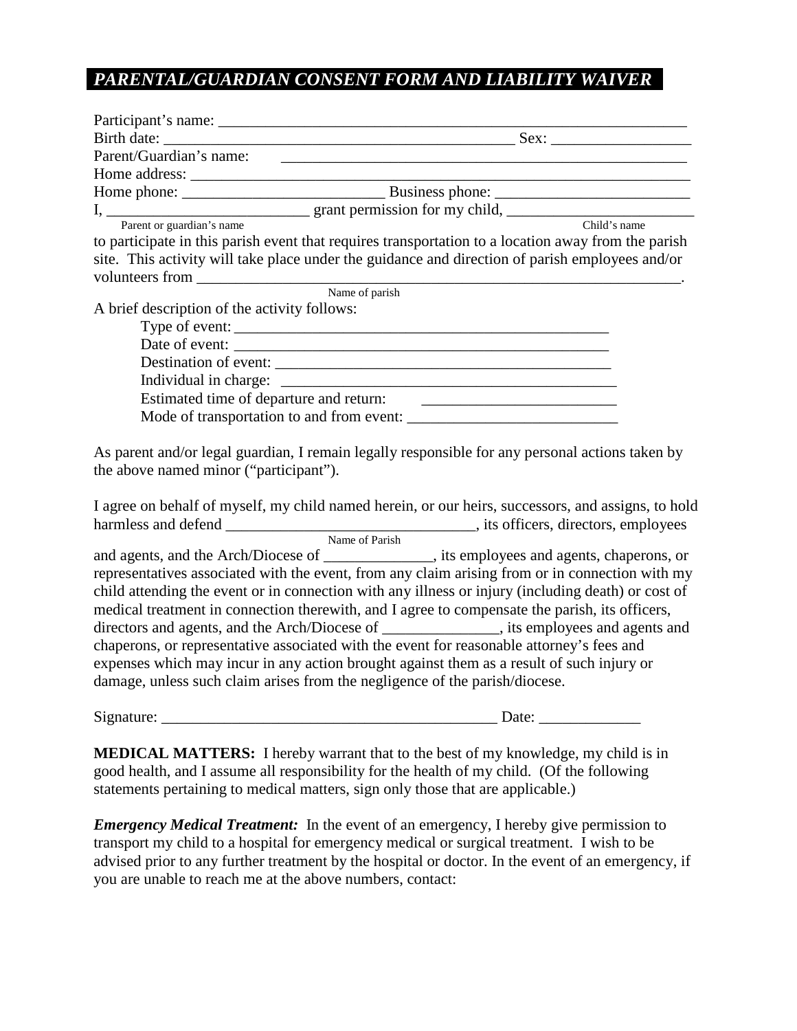## *PARENTAL/GUARDIAN CONSENT FORM AND LIABILITY WAIVER*

Participant's name: ____________________________________________________________

Birth date: ________________________________________ Sex: _________________

Parent/Guardian's name: ____________________________________________________

Home address: ____________________________________________________________

Home phone: _________________________ Business phone: ________________________

I, _________________________ grant permission for my child, _______________________

Parent or guardian's name Child's name

to participate in this parish event that requires transportation to a location away from the parish site. This activity will take place under the guidance and direction of parish employees and/or volunteers from _____________________________________________________________.

Name of parish

A brief description of the activity follows:

Type of event: ______________________________________________

Date of event: ______________________________________________

Destination of event: _________________________________________

Individual in charge: _________________________________________

Estimated time of departure and return: _________________________

Mode of transportation to and from event: _______________________

As parent and/or legal guardian, I remain legally responsible for any personal actions taken by the above named minor ("participant").

I agree on behalf of myself, my child named herein, or our heirs, successors, and assigns, to hold harmless and defend _______________________________, its officers, directors, employees

Name of Parish

and agents, and the Arch/Diocese of ______________, its employees and agents, chaperons, or representatives associated with the event, from any claim arising from or in connection with my child attending the event or in connection with any illness or injury (including death) or cost of medical treatment in connection therewith, and I agree to compensate the parish, its officers, directors and agents, and the Arch/Diocese of _______________, its employees and agents and chaperons, or representative associated with the event for reasonable attorney's fees and expenses which may incur in any action brought against them as a result of such injury or damage, unless such claim arises from the negligence of the parish/diocese.

Signature: ____________________________________________ Date: _____________

**MEDICAL MATTERS:** I hereby warrant that to the best of my knowledge, my child is in good health, and I assume all responsibility for the health of my child. (Of the following statements pertaining to medical matters, sign only those that are applicable.)

***Emergency Medical Treatment:*** In the event of an emergency, I hereby give permission to transport my child to a hospital for emergency medical or surgical treatment. I wish to be advised prior to any further treatment by the hospital or doctor. In the event of an emergency, if you are unable to reach me at the above numbers, contact: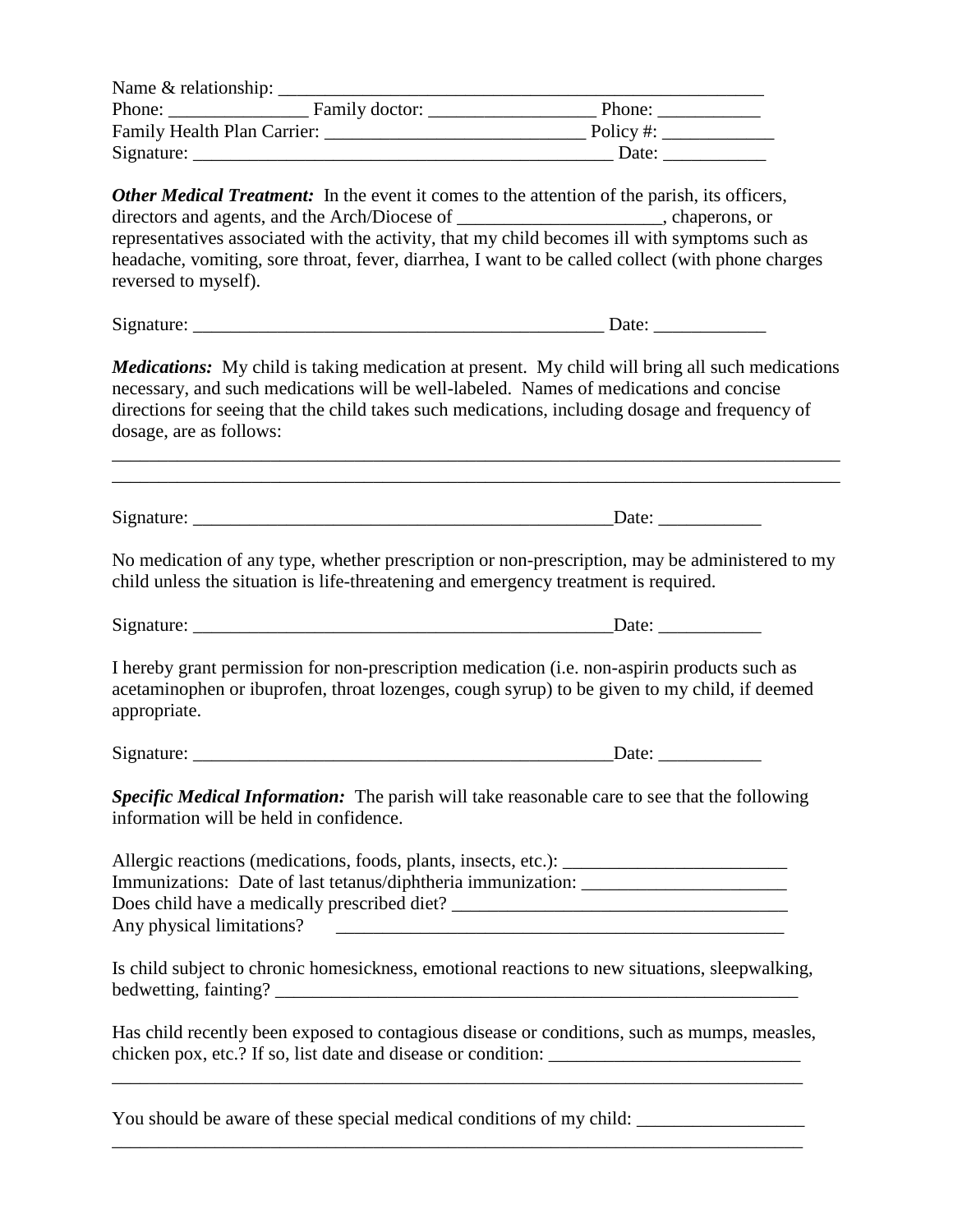Name & relationship: _____________________________________________________
Phone: _______________ Family doctor: __________________ Phone: ___________
Family Health Plan Carrier: _____________________________ Policy #: ____________
Signature: _______________________________________________ Date: ___________

***Other Medical Treatment:*** In the event it comes to the attention of the parish, its officers, directors and agents, and the Arch/Diocese of ______________________, chaperons, or representatives associated with the activity, that my child becomes ill with symptoms such as headache, vomiting, sore throat, fever, diarrhea, I want to be called collect (with phone charges reversed to myself).

Signature: _____________________________________________ Date: ____________

***Medications:*** My child is taking medication at present. My child will bring all such medications necessary, and such medications will be well-labeled. Names of medications and concise directions for seeing that the child takes such medications, including dosage and frequency of dosage, are as follows:

_______________________________________________________________________________
_______________________________________________________________________________

Signature: _______________________________________________Date: ___________

No medication of any type, whether prescription or non-prescription, may be administered to my child unless the situation is life-threatening and emergency treatment is required.

Signature: _______________________________________________Date: ___________

I hereby grant permission for non-prescription medication (i.e. non-aspirin products such as acetaminophen or ibuprofen, throat lozenges, cough syrup) to be given to my child, if deemed appropriate.

Signature: _______________________________________________Date: ___________

***Specific Medical Information:*** The parish will take reasonable care to see that the following information will be held in confidence.

Allergic reactions (medications, foods, plants, insects, etc.): ________________________
Immunizations: Date of last tetanus/diphtheria immunization: ______________________
Does child have a medically prescribed diet? _____________________________________
Any physical limitations? __________________________________________________

Is child subject to chronic homesickness, emotional reactions to new situations, sleepwalking, bedwetting, fainting? ___________________________________________________________

Has child recently been exposed to contagious disease or conditions, such as mumps, measles, chicken pox, etc.? If so, list date and disease or condition: ___________________________
_____________________________________________________________________________

You should be aware of these special medical conditions of my child: __________________
_____________________________________________________________________________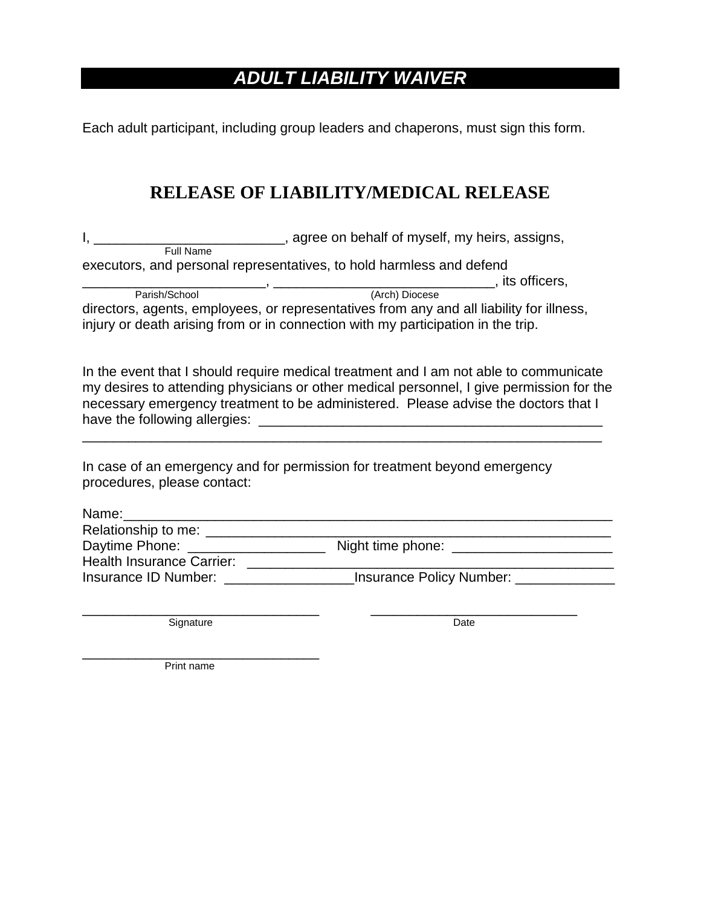# *ADULT LIABILITY WAIVER*

Each adult participant, including group leaders and chaperons, must sign this form.

## RELEASE OF LIABILITY/MEDICAL RELEASE

I, _________________________, agree on behalf of myself, my heirs, assigns,
Full Name
executors, and personal representatives, to hold harmless and defend
________________________, _____________________________, its officers,
Parish/School (Arch) Diocese
directors, agents, employees, or representatives from any and all liability for illness, injury or death arising from or in connection with my participation in the trip.

In the event that I should require medical treatment and I am not able to communicate my desires to attending physicians or other medical personnel, I give permission for the necessary emergency treatment to be administered. Please advise the doctors that I have the following allergies: _____________________________________________
____________________________________________________________________

In case of an emergency and for permission for treatment beyond emergency procedures, please contact:

Name:_________________________________________________________________
Relationship to me: _______________________________________________________
Daytime Phone: __________________ Night time phone: _____________________
Health Insurance Carrier: ___________________________________________________
Insurance ID Number: _________________Insurance Policy Number: _____________

_______________________________ ___________________________
Signature Date

_______________________________
Print name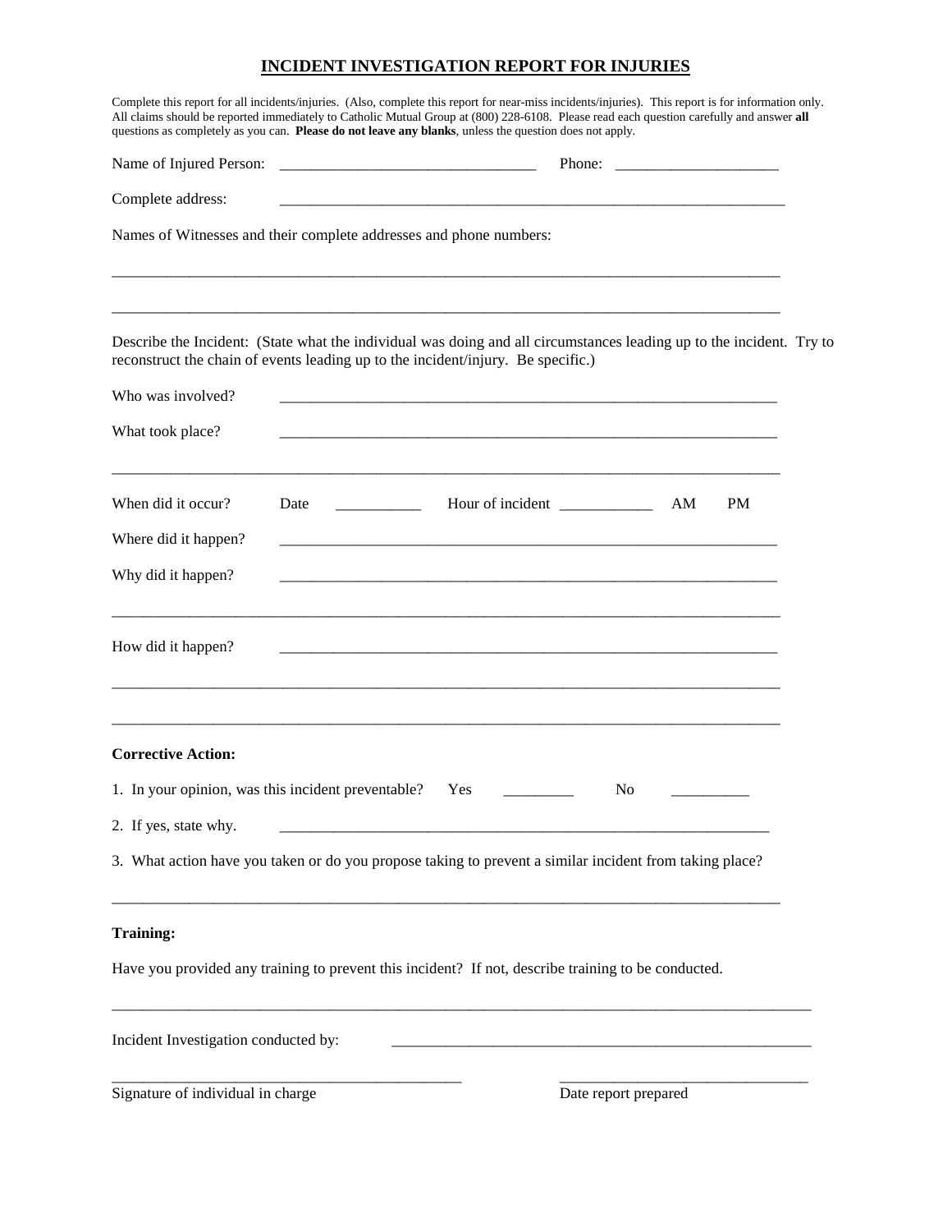# INCIDENT INVESTIGATION REPORT FOR INJURIES

Complete this report for all incidents/injuries. (Also, complete this report for near-miss incidents/injuries). This report is for information only. All claims should be reported immediately to Catholic Mutual Group at (800) 228-6108. Please read each question carefully and answer **all** questions as completely as you can. **Please do not leave any blanks**, unless the question does not apply.

Name of Injured Person: ________________________________ Phone: ____________________

Complete address: ________________________________________________________________

Names of Witnesses and their complete addresses and phone numbers:

_____________________________________________________________________________________

_____________________________________________________________________________________

Describe the Incident: (State what the individual was doing and all circumstances leading up to the incident. Try to reconstruct the chain of events leading up to the incident/injury. Be specific.)

Who was involved? ______________________________________________________________

What took place? ______________________________________________________________

_____________________________________________________________________________________

When did it occur? Date __________ Hour of incident ___________ AM PM

Where did it happen? ______________________________________________________________

Why did it happen? ______________________________________________________________

_____________________________________________________________________________________

How did it happen? ______________________________________________________________

_____________________________________________________________________________________

_____________________________________________________________________________________

**Corrective Action:**

1. In your opinion, was this incident preventable? Yes ________ No _________

2. If yes, state why. ______________________________________________________________

3. What action have you taken or do you propose taking to prevent a similar incident from taking place?

_____________________________________________________________________________________

**Training:**

Have you provided any training to prevent this incident? If not, describe training to be conducted.

_____________________________________________________________________________________

Incident Investigation conducted by: ______________________________________________________

_____________________________________________ _______________________________

Signature of individual in charge Date report prepared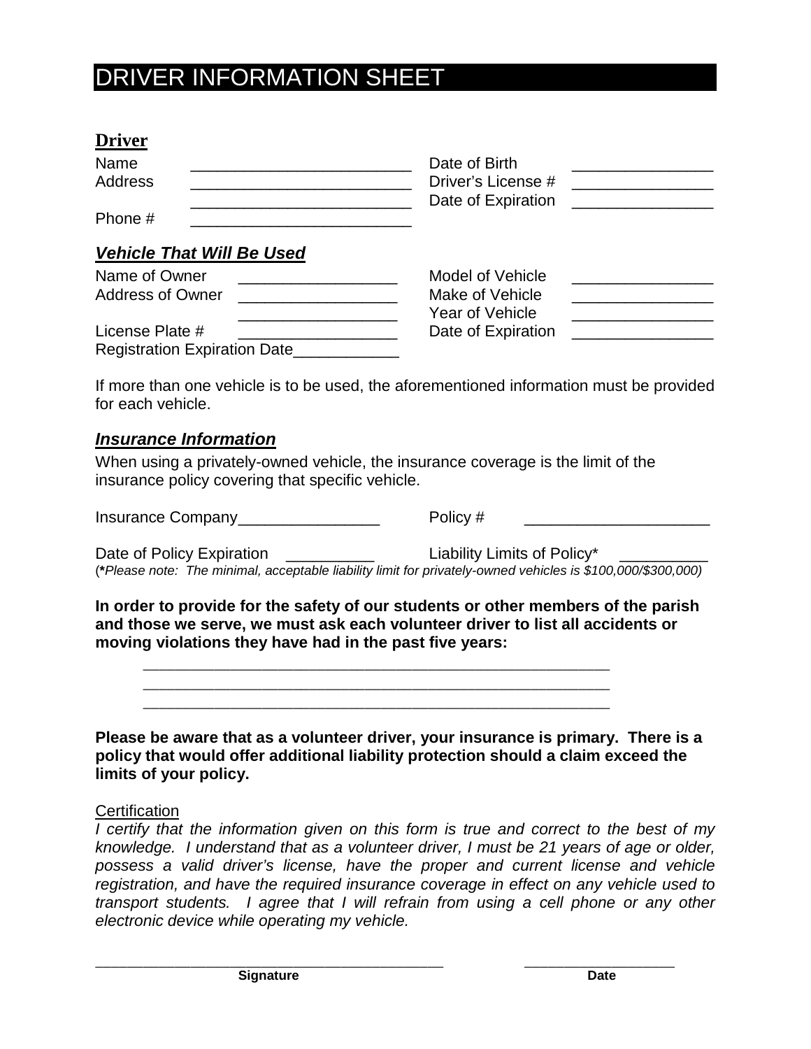# DRIVER INFORMATION SHEET

## Driver

Name ___________________________ Date of Birth ________________

Address ___________________________ Driver's License # ________________

___________________________ Date of Expiration ________________

Phone # ___________________________

### *Vehicle That Will Be Used*

Name of Owner ____________________ Model of Vehicle ________________

Address of Owner ____________________ Make of Vehicle ________________

____________________ Year of Vehicle ________________

License Plate # ____________________ Date of Expiration ________________

Registration Expiration Date____________

If more than one vehicle is to be used, the aforementioned information must be provided for each vehicle.

### *Insurance Information*

When using a privately-owned vehicle, the insurance coverage is the limit of the insurance policy covering that specific vehicle.

Insurance Company________________ Policy # ______________________

Date of Policy Expiration __________ Liability Limits of Policy* __________

(**\***Please note: The minimal, acceptable liability limit for privately-owned vehicles is $100,000/$300,000)*

**In order to provide for the safety of our students or other members of the parish and those we serve, we must ask each volunteer driver to list all accidents or moving violations they have had in the past five years:**

____________________________________________________________

____________________________________________________________

____________________________________________________________

**Please be aware that as a volunteer driver, your insurance is primary. There is a policy that would offer additional liability protection should a claim exceed the limits of your policy.**

Certification

*I certify that the information given on this form is true and correct to the best of my knowledge. I understand that as a volunteer driver, I must be 21 years of age or older, possess a valid driver's license, have the proper and current license and vehicle registration, and have the required insurance coverage in effect on any vehicle used to transport students. I agree that I will refrain from using a cell phone or any other electronic device while operating my vehicle.*

____________________________________________ ____________________

**Signature** **Date**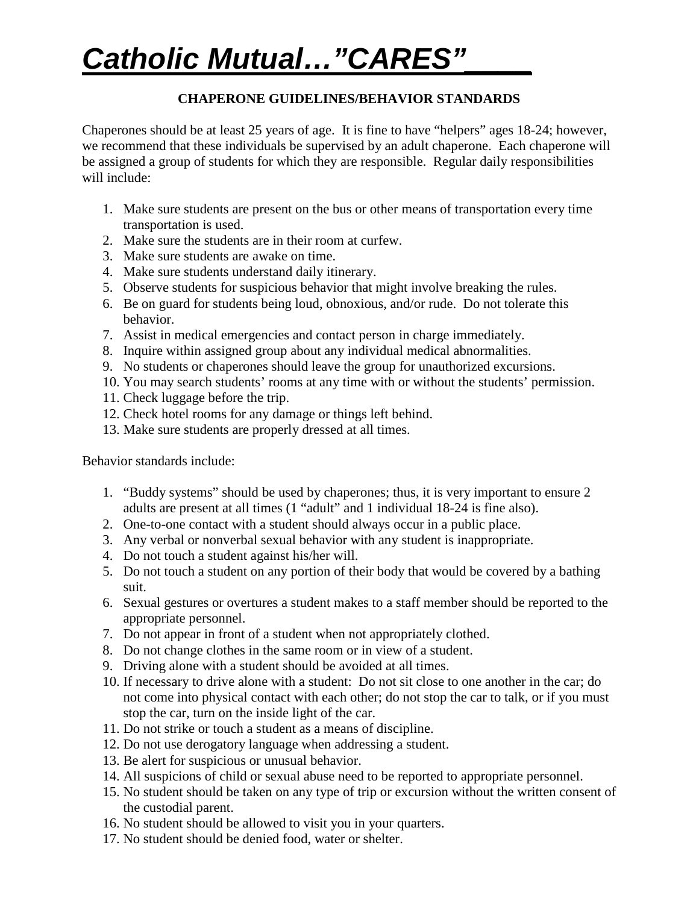# ***Catholic Mutual…"CARES"____***

**CHAPERONE GUIDELINES/BEHAVIOR STANDARDS**

Chaperones should be at least 25 years of age. It is fine to have "helpers" ages 18-24; however, we recommend that these individuals be supervised by an adult chaperone. Each chaperone will be assigned a group of students for which they are responsible. Regular daily responsibilities will include:

1. Make sure students are present on the bus or other means of transportation every time transportation is used.
2. Make sure the students are in their room at curfew.
3. Make sure students are awake on time.
4. Make sure students understand daily itinerary.
5. Observe students for suspicious behavior that might involve breaking the rules.
6. Be on guard for students being loud, obnoxious, and/or rude. Do not tolerate this behavior.
7. Assist in medical emergencies and contact person in charge immediately.
8. Inquire within assigned group about any individual medical abnormalities.
9. No students or chaperones should leave the group for unauthorized excursions.
10. You may search students' rooms at any time with or without the students' permission.
11. Check luggage before the trip.
12. Check hotel rooms for any damage or things left behind.
13. Make sure students are properly dressed at all times.

Behavior standards include:

1. "Buddy systems" should be used by chaperones; thus, it is very important to ensure 2 adults are present at all times (1 "adult" and 1 individual 18-24 is fine also).
2. One-to-one contact with a student should always occur in a public place.
3. Any verbal or nonverbal sexual behavior with any student is inappropriate.
4. Do not touch a student against his/her will.
5. Do not touch a student on any portion of their body that would be covered by a bathing suit.
6. Sexual gestures or overtures a student makes to a staff member should be reported to the appropriate personnel.
7. Do not appear in front of a student when not appropriately clothed.
8. Do not change clothes in the same room or in view of a student.
9. Driving alone with a student should be avoided at all times.
10. If necessary to drive alone with a student: Do not sit close to one another in the car; do not come into physical contact with each other; do not stop the car to talk, or if you must stop the car, turn on the inside light of the car.
11. Do not strike or touch a student as a means of discipline.
12. Do not use derogatory language when addressing a student.
13. Be alert for suspicious or unusual behavior.
14. All suspicions of child or sexual abuse need to be reported to appropriate personnel.
15. No student should be taken on any type of trip or excursion without the written consent of the custodial parent.
16. No student should be allowed to visit you in your quarters.
17. No student should be denied food, water or shelter.